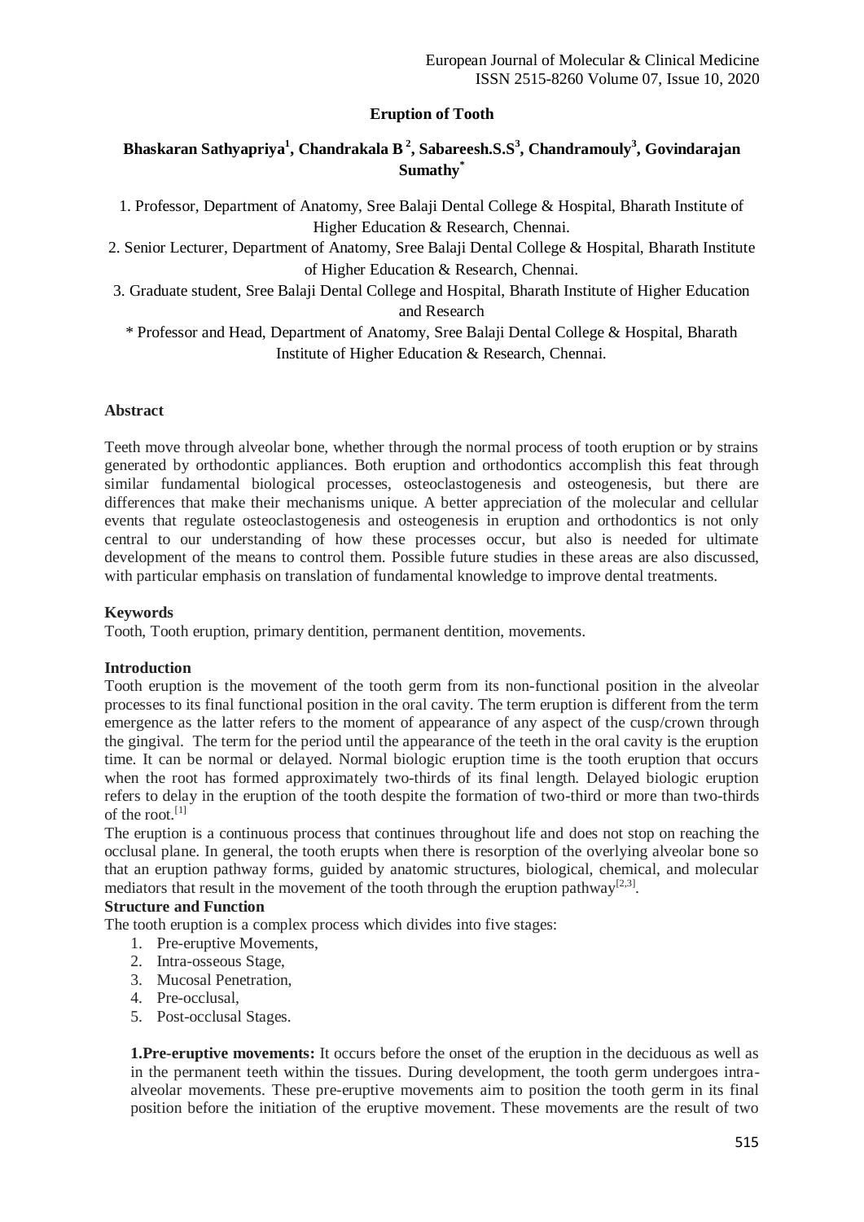# Eruption of Tooth

**Bhaskaran Sathyapriya[1], Chandrakala B [2], Sabareesh.S.S[3], Chandramouly[3], Govindarajan Sumathy[*]**

1. Professor, Department of Anatomy, Sree Balaji Dental College & Hospital, Bharath Institute of Higher Education & Research, Chennai.

2. Senior Lecturer, Department of Anatomy, Sree Balaji Dental College & Hospital, Bharath Institute of Higher Education & Research, Chennai.

3. Graduate student, Sree Balaji Dental College and Hospital, Bharath Institute of Higher Education and Research

\* Professor and Head, Department of Anatomy, Sree Balaji Dental College & Hospital, Bharath Institute of Higher Education & Research, Chennai.

## Abstract

Teeth move through alveolar bone, whether through the normal process of tooth eruption or by strains generated by orthodontic appliances. Both eruption and orthodontics accomplish this feat through similar fundamental biological processes, osteoclastogenesis and osteogenesis, but there are differences that make their mechanisms unique. A better appreciation of the molecular and cellular events that regulate osteoclastogenesis and osteogenesis in eruption and orthodontics is not only central to our understanding of how these processes occur, but also is needed for ultimate development of the means to control them. Possible future studies in these areas are also discussed, with particular emphasis on translation of fundamental knowledge to improve dental treatments.

## Keywords

Tooth, Tooth eruption, primary dentition, permanent dentition, movements.

## Introduction

Tooth eruption is the movement of the tooth germ from its non-functional position in the alveolar processes to its final functional position in the oral cavity. The term eruption is different from the term emergence as the latter refers to the moment of appearance of any aspect of the cusp/crown through the gingival. The term for the period until the appearance of the teeth in the oral cavity is the eruption time. It can be normal or delayed. Normal biologic eruption time is the tooth eruption that occurs when the root has formed approximately two-thirds of its final length. Delayed biologic eruption refers to delay in the eruption of the tooth despite the formation of two-third or more than two-thirds of the root.[1]

The eruption is a continuous process that continues throughout life and does not stop on reaching the occlusal plane. In general, the tooth erupts when there is resorption of the overlying alveolar bone so that an eruption pathway forms, guided by anatomic structures, biological, chemical, and molecular mediators that result in the movement of the tooth through the eruption pathway[2,3].

## Structure and Function

The tooth eruption is a complex process which divides into five stages:

1. Pre-eruptive Movements,
2. Intra-osseous Stage,
3. Mucosal Penetration,
4. Pre-occlusal,
5. Post-occlusal Stages.

**1.Pre-eruptive movements:** It occurs before the onset of the eruption in the deciduous as well as in the permanent teeth within the tissues. During development, the tooth germ undergoes intra-alveolar movements. These pre-eruptive movements aim to position the tooth germ in its final position before the initiation of the eruptive movement. These movements are the result of two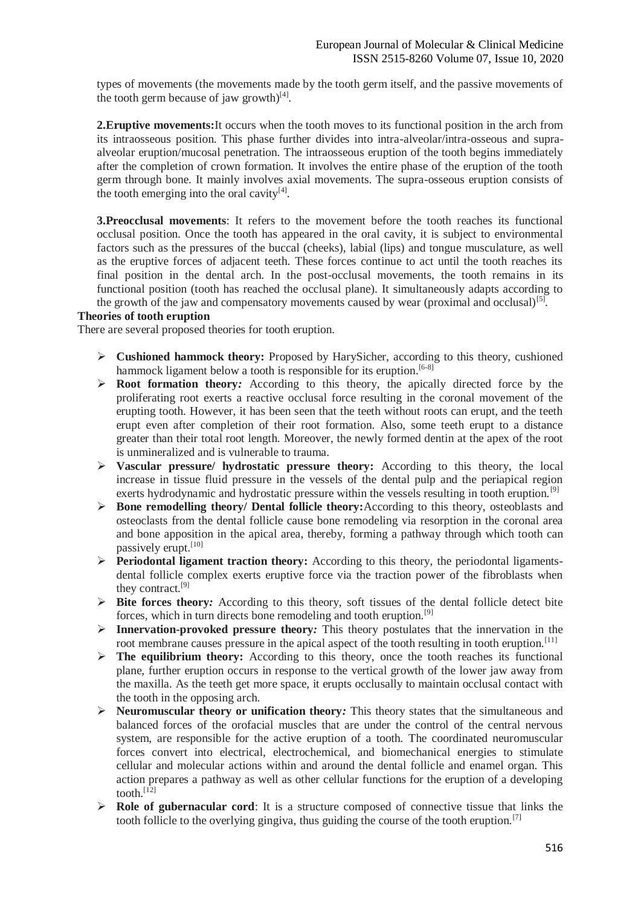types of movements (the movements made by the tooth germ itself, and the passive movements of the tooth germ because of jaw growth)[4].

**2.Eruptive movements:**It occurs when the tooth moves to its functional position in the arch from its intraosseous position. This phase further divides into intra-alveolar/intra-osseous and supra-alveolar eruption/mucosal penetration. The intraosseous eruption of the tooth begins immediately after the completion of crown formation. It involves the entire phase of the eruption of the tooth germ through bone. It mainly involves axial movements. The supra-osseous eruption consists of the tooth emerging into the oral cavity[4].

**3.Preocclusal movements**: It refers to the movement before the tooth reaches its functional occlusal position. Once the tooth has appeared in the oral cavity, it is subject to environmental factors such as the pressures of the buccal (cheeks), labial (lips) and tongue musculature, as well as the eruptive forces of adjacent teeth. These forces continue to act until the tooth reaches its final position in the dental arch. In the post-occlusal movements, the tooth remains in its functional position (tooth has reached the occlusal plane). It simultaneously adapts according to the growth of the jaw and compensatory movements caused by wear (proximal and occlusal)[5].

**Theories of tooth eruption**

There are several proposed theories for tooth eruption.

- **Cushioned hammock theory:** Proposed by HarySicher, according to this theory, cushioned hammock ligament below a tooth is responsible for its eruption.[6-8]
- **Root formation theory***:* According to this theory, the apically directed force by the proliferating root exerts a reactive occlusal force resulting in the coronal movement of the erupting tooth. However, it has been seen that the teeth without roots can erupt, and the teeth erupt even after completion of their root formation. Also, some teeth erupt to a distance greater than their total root length. Moreover, the newly formed dentin at the apex of the root is unmineralized and is vulnerable to trauma.
- **Vascular pressure/ hydrostatic pressure theory:** According to this theory, the local increase in tissue fluid pressure in the vessels of the dental pulp and the periapical region exerts hydrodynamic and hydrostatic pressure within the vessels resulting in tooth eruption.[9]
- **Bone remodelling theory/ Dental follicle theory:**According to this theory, osteoblasts and osteoclasts from the dental follicle cause bone remodeling via resorption in the coronal area and bone apposition in the apical area, thereby, forming a pathway through which tooth can passively erupt.[10]
- **Periodontal ligament traction theory:** According to this theory, the periodontal ligaments-dental follicle complex exerts eruptive force via the traction power of the fibroblasts when they contract.[9]
- **Bite forces theory***:* According to this theory, soft tissues of the dental follicle detect bite forces, which in turn directs bone remodeling and tooth eruption.[9]
- **Innervation-provoked pressure theory***:* This theory postulates that the innervation in the root membrane causes pressure in the apical aspect of the tooth resulting in tooth eruption.[11]
- **The equilibrium theory:** According to this theory, once the tooth reaches its functional plane, further eruption occurs in response to the vertical growth of the lower jaw away from the maxilla. As the teeth get more space, it erupts occlusally to maintain occlusal contact with the tooth in the opposing arch.
- **Neuromuscular theory or unification theory***:* This theory states that the simultaneous and balanced forces of the orofacial muscles that are under the control of the central nervous system, are responsible for the active eruption of a tooth. The coordinated neuromuscular forces convert into electrical, electrochemical, and biomechanical energies to stimulate cellular and molecular actions within and around the dental follicle and enamel organ. This action prepares a pathway as well as other cellular functions for the eruption of a developing tooth.[12]
- **Role of gubernacular cord**: It is a structure composed of connective tissue that links the tooth follicle to the overlying gingiva, thus guiding the course of the tooth eruption.[7]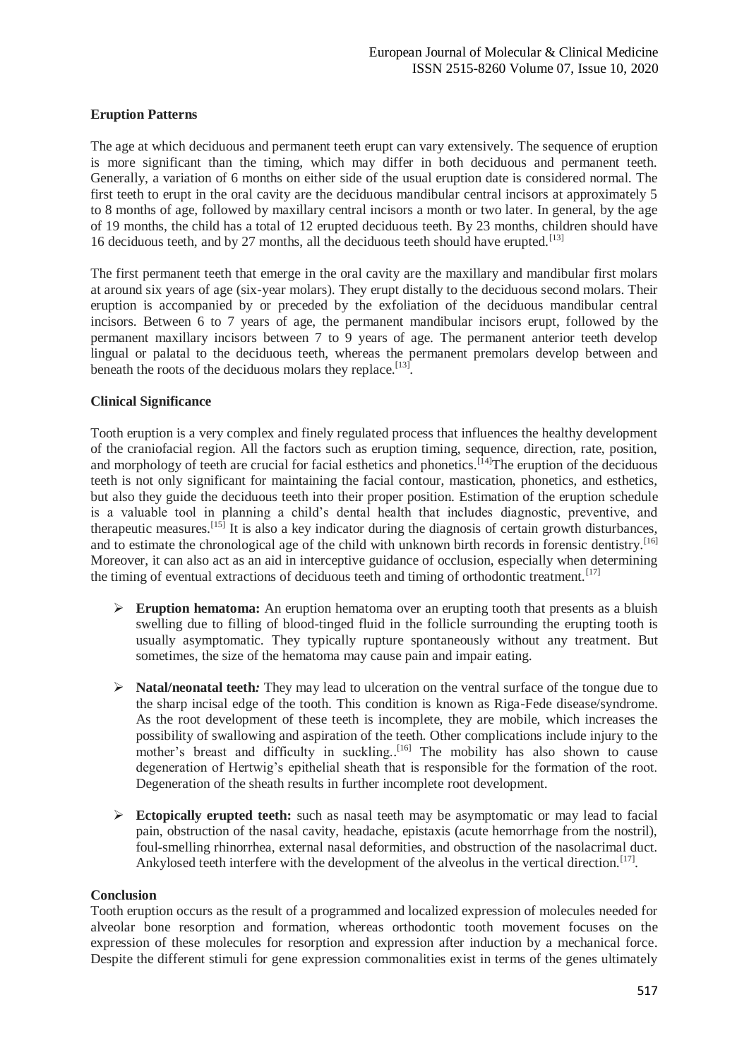**Eruption Patterns**

The age at which deciduous and permanent teeth erupt can vary extensively. The sequence of eruption is more significant than the timing, which may differ in both deciduous and permanent teeth. Generally, a variation of 6 months on either side of the usual eruption date is considered normal. The first teeth to erupt in the oral cavity are the deciduous mandibular central incisors at approximately 5 to 8 months of age, followed by maxillary central incisors a month or two later. In general, by the age of 19 months, the child has a total of 12 erupted deciduous teeth. By 23 months, children should have 16 deciduous teeth, and by 27 months, all the deciduous teeth should have erupted.[13]

The first permanent teeth that emerge in the oral cavity are the maxillary and mandibular first molars at around six years of age (six-year molars). They erupt distally to the deciduous second molars. Their eruption is accompanied by or preceded by the exfoliation of the deciduous mandibular central incisors. Between 6 to 7 years of age, the permanent mandibular incisors erupt, followed by the permanent maxillary incisors between 7 to 9 years of age. The permanent anterior teeth develop lingual or palatal to the deciduous teeth, whereas the permanent premolars develop between and beneath the roots of the deciduous molars they replace.[13].

**Clinical Significance**

Tooth eruption is a very complex and finely regulated process that influences the healthy development of the craniofacial region. All the factors such as eruption timing, sequence, direction, rate, position, and morphology of teeth are crucial for facial esthetics and phonetics.[14]The eruption of the deciduous teeth is not only significant for maintaining the facial contour, mastication, phonetics, and esthetics, but also they guide the deciduous teeth into their proper position. Estimation of the eruption schedule is a valuable tool in planning a child's dental health that includes diagnostic, preventive, and therapeutic measures.[15] It is also a key indicator during the diagnosis of certain growth disturbances, and to estimate the chronological age of the child with unknown birth records in forensic dentistry.[16] Moreover, it can also act as an aid in interceptive guidance of occlusion, especially when determining the timing of eventual extractions of deciduous teeth and timing of orthodontic treatment.[17]

- **Eruption hematoma:** An eruption hematoma over an erupting tooth that presents as a bluish swelling due to filling of blood-tinged fluid in the follicle surrounding the erupting tooth is usually asymptomatic. They typically rupture spontaneously without any treatment. But sometimes, the size of the hematoma may cause pain and impair eating.
- **Natal/neonatal teeth***:* They may lead to ulceration on the ventral surface of the tongue due to the sharp incisal edge of the tooth. This condition is known as Riga-Fede disease/syndrome. As the root development of these teeth is incomplete, they are mobile, which increases the possibility of swallowing and aspiration of the teeth. Other complications include injury to the mother's breast and difficulty in suckling..[16] The mobility has also shown to cause degeneration of Hertwig's epithelial sheath that is responsible for the formation of the root. Degeneration of the sheath results in further incomplete root development.
- **Ectopically erupted teeth:** such as nasal teeth may be asymptomatic or may lead to facial pain, obstruction of the nasal cavity, headache, epistaxis (acute hemorrhage from the nostril), foul-smelling rhinorrhea, external nasal deformities, and obstruction of the nasolacrimal duct. Ankylosed teeth interfere with the development of the alveolus in the vertical direction.[17].

**Conclusion**

Tooth eruption occurs as the result of a programmed and localized expression of molecules needed for alveolar bone resorption and formation, whereas orthodontic tooth movement focuses on the expression of these molecules for resorption and expression after induction by a mechanical force. Despite the different stimuli for gene expression commonalities exist in terms of the genes ultimately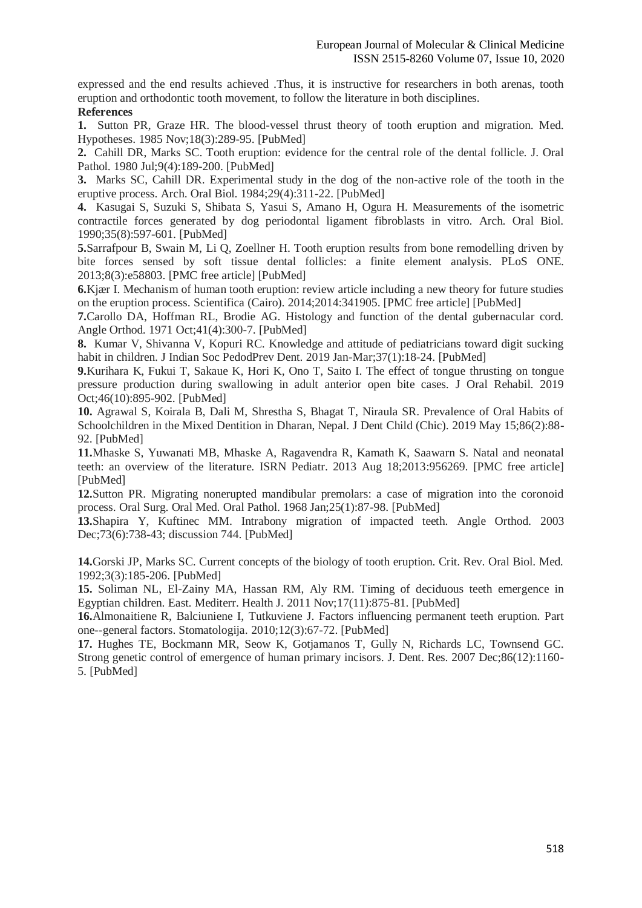expressed and the end results achieved .Thus, it is instructive for researchers in both arenas, tooth eruption and orthodontic tooth movement, to follow the literature in both disciplines.

**References**

**1.** Sutton PR, Graze HR. The blood-vessel thrust theory of tooth eruption and migration. Med. Hypotheses. 1985 Nov;18(3):289-95. [PubMed]

**2.** Cahill DR, Marks SC. Tooth eruption: evidence for the central role of the dental follicle. J. Oral Pathol. 1980 Jul;9(4):189-200. [PubMed]

**3.** Marks SC, Cahill DR. Experimental study in the dog of the non-active role of the tooth in the eruptive process. Arch. Oral Biol. 1984;29(4):311-22. [PubMed]

**4.** Kasugai S, Suzuki S, Shibata S, Yasui S, Amano H, Ogura H. Measurements of the isometric contractile forces generated by dog periodontal ligament fibroblasts in vitro. Arch. Oral Biol. 1990;35(8):597-601. [PubMed]

**5.**Sarrafpour B, Swain M, Li Q, Zoellner H. Tooth eruption results from bone remodelling driven by bite forces sensed by soft tissue dental follicles: a finite element analysis. PLoS ONE. 2013;8(3):e58803. [PMC free article] [PubMed]

**6.**Kjær I. Mechanism of human tooth eruption: review article including a new theory for future studies on the eruption process. Scientifica (Cairo). 2014;2014:341905. [PMC free article] [PubMed]

**7.**Carollo DA, Hoffman RL, Brodie AG. Histology and function of the dental gubernacular cord. Angle Orthod. 1971 Oct;41(4):300-7. [PubMed]

**8.** Kumar V, Shivanna V, Kopuri RC. Knowledge and attitude of pediatricians toward digit sucking habit in children. J Indian Soc PedodPrev Dent. 2019 Jan-Mar;37(1):18-24. [PubMed]

**9.**Kurihara K, Fukui T, Sakaue K, Hori K, Ono T, Saito I. The effect of tongue thrusting on tongue pressure production during swallowing in adult anterior open bite cases. J Oral Rehabil. 2019 Oct;46(10):895-902. [PubMed]

**10.** Agrawal S, Koirala B, Dali M, Shrestha S, Bhagat T, Niraula SR. Prevalence of Oral Habits of Schoolchildren in the Mixed Dentition in Dharan, Nepal. J Dent Child (Chic). 2019 May 15;86(2):88-92. [PubMed]

**11.**Mhaske S, Yuwanati MB, Mhaske A, Ragavendra R, Kamath K, Saawarn S. Natal and neonatal teeth: an overview of the literature. ISRN Pediatr. 2013 Aug 18;2013:956269. [PMC free article] [PubMed]

**12.**Sutton PR. Migrating nonerupted mandibular premolars: a case of migration into the coronoid process. Oral Surg. Oral Med. Oral Pathol. 1968 Jan;25(1):87-98. [PubMed]

**13.**Shapira Y, Kuftinec MM. Intrabony migration of impacted teeth. Angle Orthod. 2003 Dec;73(6):738-43; discussion 744. [PubMed]

**14.**Gorski JP, Marks SC. Current concepts of the biology of tooth eruption. Crit. Rev. Oral Biol. Med. 1992;3(3):185-206. [PubMed]

**15.** Soliman NL, El-Zainy MA, Hassan RM, Aly RM. Timing of deciduous teeth emergence in Egyptian children. East. Mediterr. Health J. 2011 Nov;17(11):875-81. [PubMed]

**16.**Almonaitiene R, Balciuniene I, Tutkuviene J. Factors influencing permanent teeth eruption. Part one--general factors. Stomatologija. 2010;12(3):67-72. [PubMed]

**17.** Hughes TE, Bockmann MR, Seow K, Gotjamanos T, Gully N, Richards LC, Townsend GC. Strong genetic control of emergence of human primary incisors. J. Dent. Res. 2007 Dec;86(12):1160-5. [PubMed]